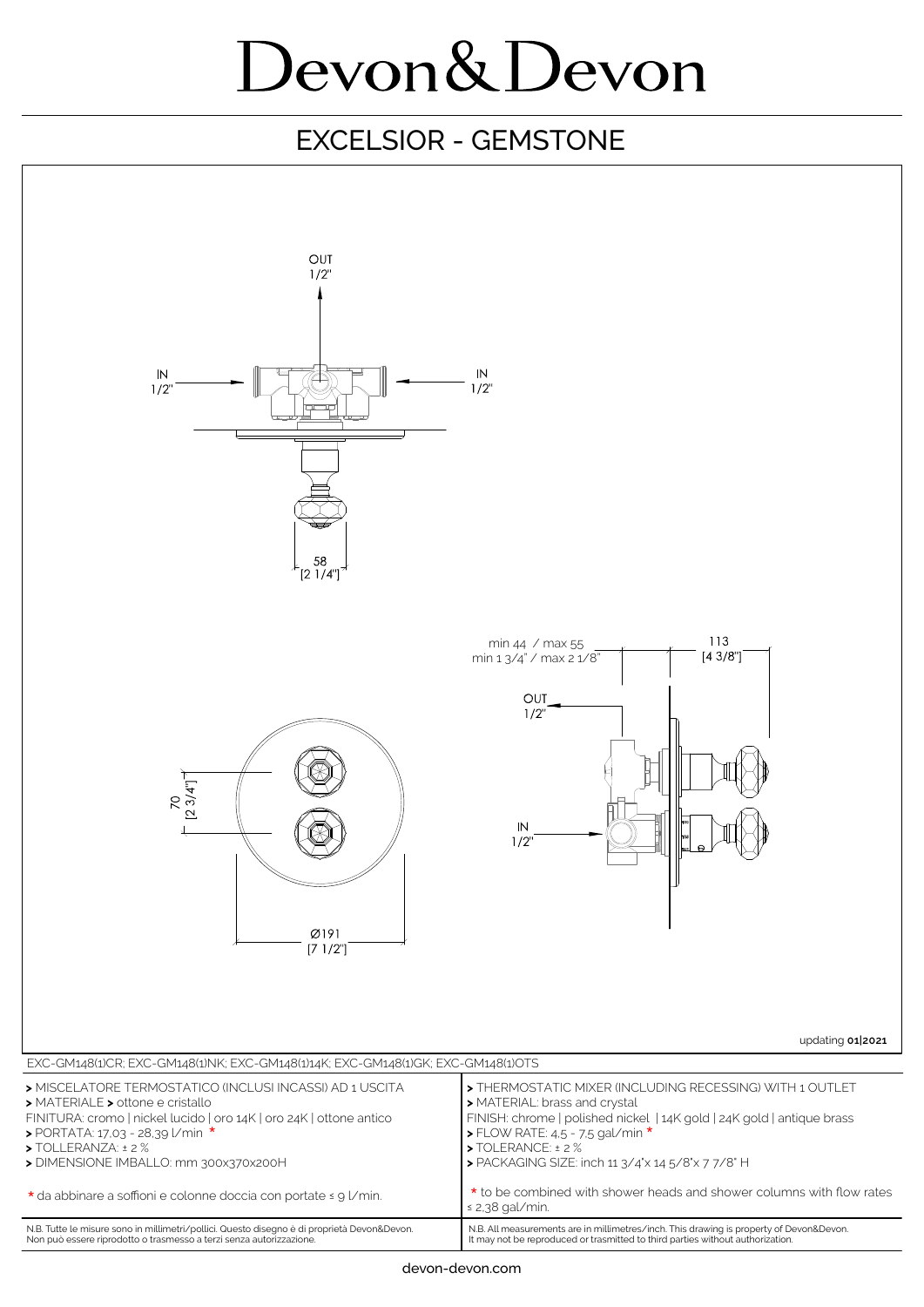# Devon&Devon

## EXCELSIOR - GEMSTONE

OUT 1/2"

IN 1/2"

IN 1/2"

58 [2 1/4"]

min 44 / max 55
min 1 3/4" / max 2 1/8"

113 [4 3/8"]

OUT 1/2"

IN 1/2"

70 [2 3/4"]

Ø191 [7 1/2"]

updating **01|2021**

EXC-GM148(1)CR; EXC-GM148(1)NK; EXC-GM148(1)14K; EXC-GM148(1)GK; EXC-GM148(1)OTS

| | |
|---|---|
| **>** MISCELATORE TERMOSTATICO (INCLUSI INCASSI) AD 1 USCITA<br>**>** MATERIALE **>** ottone e cristallo<br>FINITURA: cromo \| nickel lucido \| oro 14K \| oro 24K \| ottone antico<br>**>** PORTATA: 17,03 - 28,39 l/min *<br>**>** TOLLERANZA: ± 2 %<br>**>** DIMENSIONE IMBALLO: mm 300x370x200H | **>** THERMOSTATIC MIXER (INCLUDING RECESSING) WITH 1 OUTLET<br>**>** MATERIAL: brass and crystal<br>FINISH: chrome \| polished nickel \| 14K gold \| 24K gold \| antique brass<br>**>** FLOW RATE: 4,5 - 7,5 gal/min *<br>**>** TOLERANCE: ± 2 %<br>**>** PACKAGING SIZE: inch 11 3/4"x 14 5/8"x 7 7/8" H |
| * da abbinare a soffioni e colonne doccia con portate ≤ 9 l/min. | * to be combined with shower heads and shower columns with flow rates ≤ 2,38 gal/min. |
| N.B. Tutte le misure sono in millimetri/pollici. Questo disegno è di proprietà Devon&Devon. Non può essere riprodotto o trasmesso a terzi senza autorizzazione. | N.B. All measurements are in millimetres/inch. This drawing is property of Devon&Devon. It may not be reproduced or trasmitted to third parties without authorization. |

devon-devon.com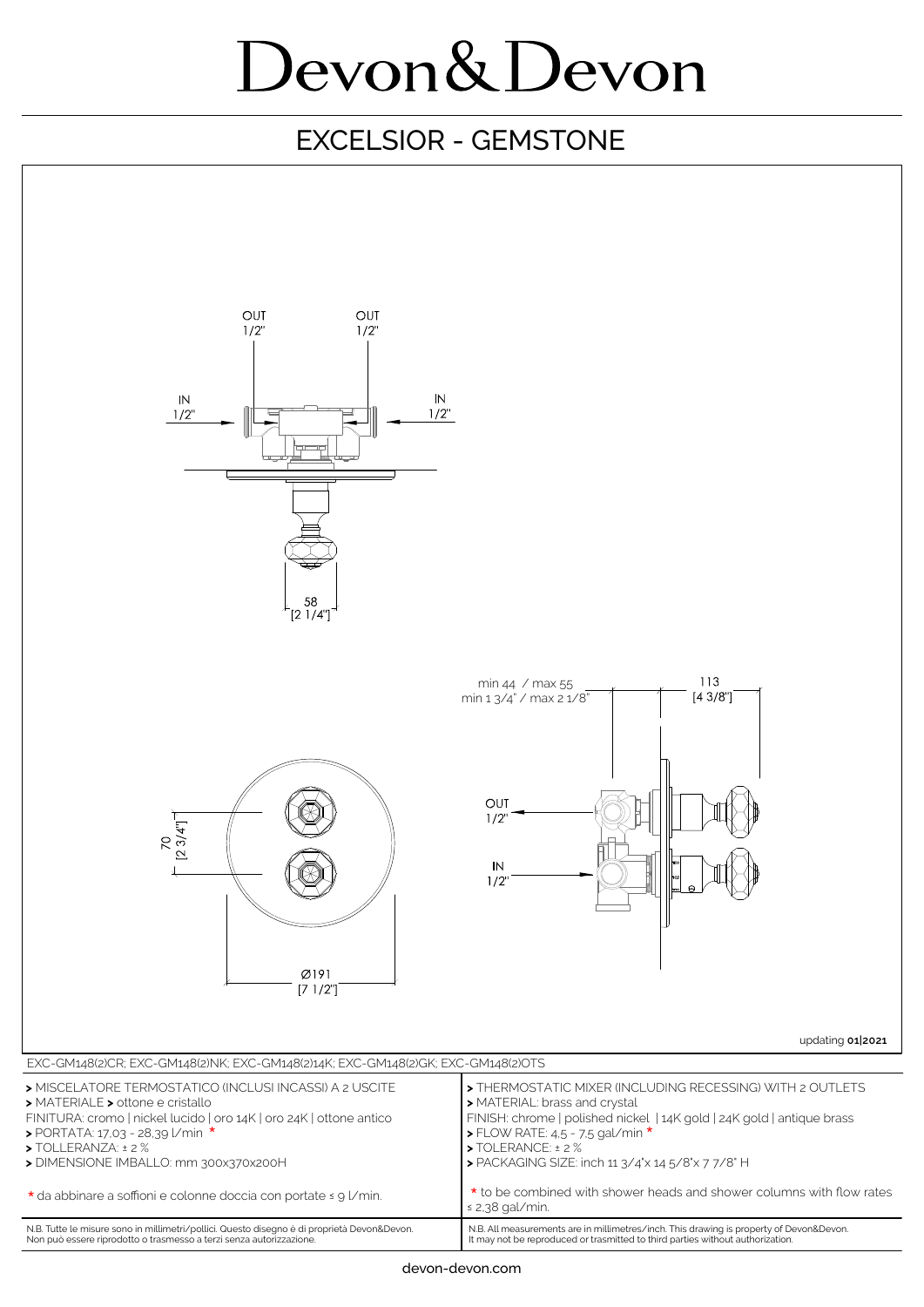# Devon&Devon

## EXCELSIOR - GEMSTONE

OUT 1/2" OUT 1/2"

IN 1/2" IN 1/2"

58 [2 1/4"]

min 44 / max 55
min 1 3/4" / max 2 1/8"

113 [4 3/8"]

70 [2 3/4"]

OUT 1/2"

IN 1/2"

Ø191 [7 1/2"]

updating **01|2021**

EXC-GM148(2)CR; EXC-GM148(2)NK; EXC-GM148(2)14K; EXC-GM148(2)GK; EXC-GM148(2)OTS

| | |
|---|---|
| **>** MISCELATORE TERMOSTATICO (INCLUSI INCASSI) A 2 USCITE<br>**>** MATERIALE **>** ottone e cristallo<br>FINITURA: cromo \| nickel lucido \| oro 14K \| oro 24K \| ottone antico<br>**>** PORTATA: 17,03 - 28,39 l/min *<br>**>** TOLLERANZA: ± 2 %<br>**>** DIMENSIONE IMBALLO: mm 300x370x200H | **>** THERMOSTATIC MIXER (INCLUDING RECESSING) WITH 2 OUTLETS<br>**>** MATERIAL: brass and crystal<br>FINISH: chrome \| polished nickel \| 14K gold \| 24K gold \| antique brass<br>**>** FLOW RATE: 4,5 - 7,5 gal/min *<br>**>** TOLERANCE: ± 2 %<br>**>** PACKAGING SIZE: inch 11 3/4"x 14 5/8"x 7 7/8" H |
| * da abbinare a soffioni e colonne doccia con portate ≤ 9 l/min. | * to be combined with shower heads and shower columns with flow rates ≤ 2,38 gal/min. |
| N.B. Tutte le misure sono in millimetri/pollici. Questo disegno è di proprietà Devon&Devon. Non può essere riprodotto o trasmesso a terzi senza autorizzazione. | N.B. All measurements are in millimetres/inch. This drawing is property of Devon&Devon. It may not be reproduced or trasmitted to third parties without authorization. |

devon-devon.com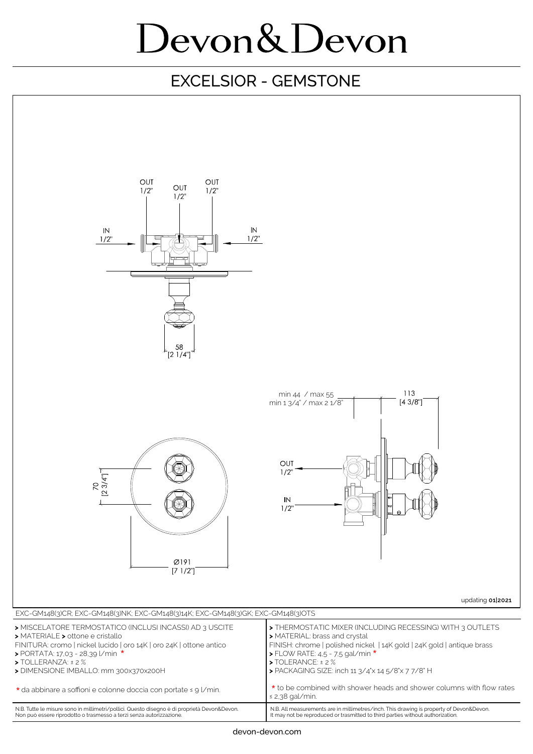# Devon&Devon

## EXCELSIOR - GEMSTONE

OUT 1/2"
OUT 1/2"
OUT 1/2"
IN 1/2"
IN 1/2"
58 [2 1/4"]

min 44 / max 55
min 1 3/4" / max 2 1/8"
113 [4 3/8"]
OUT 1/2"
IN 1/2"
70 [2 3/4"]
Ø191 [7 1/2"]

updating **01|2021**

EXC-GM148(3)CR; EXC-GM148(3)NK; EXC-GM148(3)14K; EXC-GM148(3)GK; EXC-GM148(3)OTS

| | |
|---|---|
| > MISCELATORE TERMOSTATICO (INCLUSI INCASSI) AD 3 USCITE<br>> MATERIALE > ottone e cristallo<br>FINITURA: cromo \| nickel lucido \| oro 14K \| oro 24K \| ottone antico<br>> PORTATA: 17,03 - 28,39 l/min *<br>> TOLLERANZA: ± 2 %<br>> DIMENSIONE IMBALLO: mm 300x370x200H | > THERMOSTATIC MIXER (INCLUDING RECESSING) WITH 3 OUTLETS<br>> MATERIAL: brass and crystal<br>FINISH: chrome \| polished nickel \| 14K gold \| 24K gold \| antique brass<br>> FLOW RATE: 4,5 - 7,5 gal/min *<br>> TOLERANCE: ± 2 %<br>> PACKAGING SIZE: inch 11 3/4"x 14 5/8"x 7 7/8" H |
| * da abbinare a soffioni e colonne doccia con portate ≤ 9 l/min. | * to be combined with shower heads and shower columns with flow rates ≤ 2,38 gal/min. |
| N.B. Tutte le misure sono in millimetri/pollici. Questo disegno è di proprietà Devon&Devon. Non può essere riprodotto o trasmesso a terzi senza autorizzazione. | N.B. All measurements are in millimetres/inch. This drawing is property of Devon&Devon. It may not be reproduced or trasmitted to third parties without authorization. |

devon-devon.com